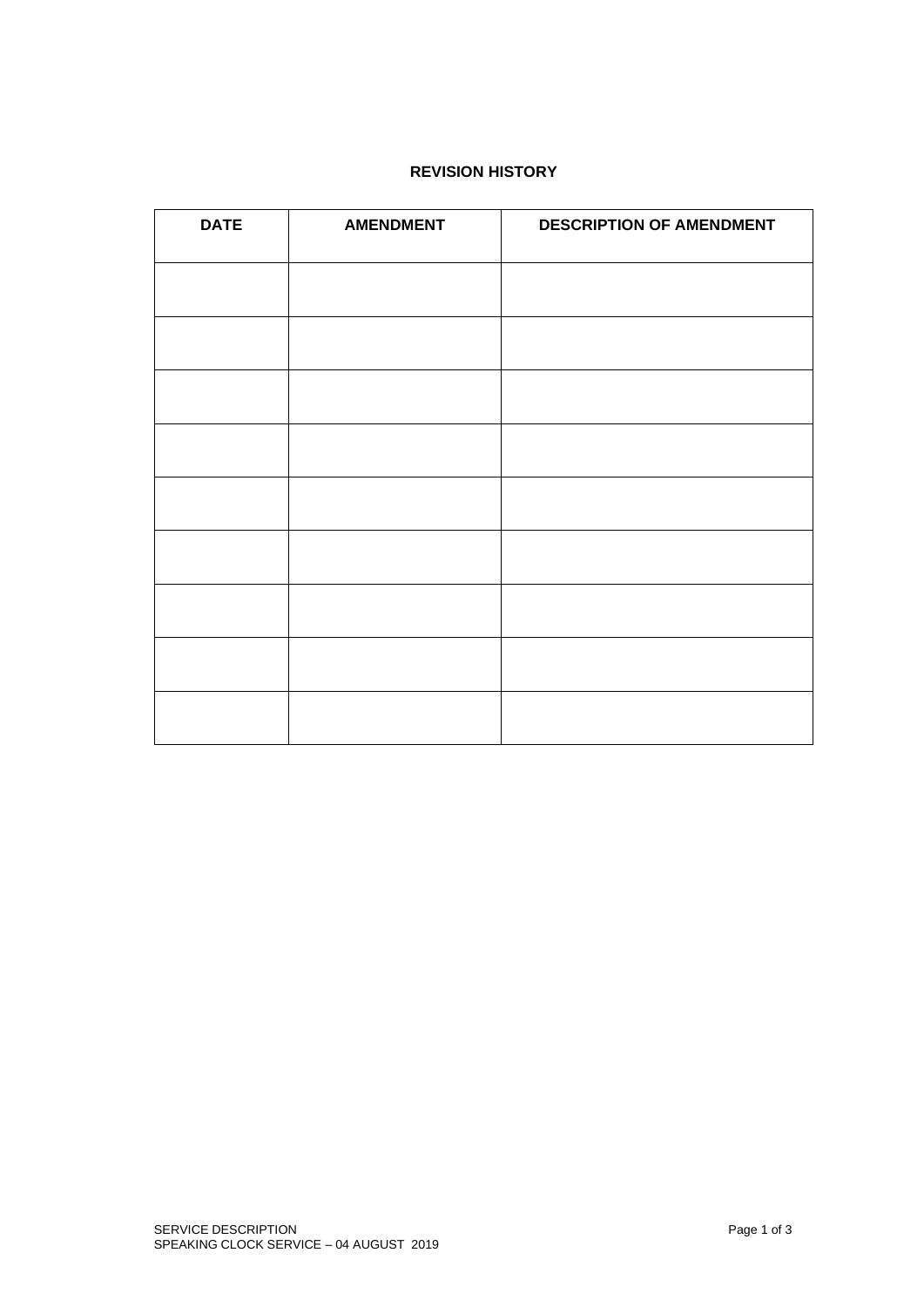**REVISION HISTORY**

| DATE | AMENDMENT | DESCRIPTION OF AMENDMENT |
|---|---|---|
| | | |
| | | |
| | | |
| | | |
| | | |
| | | |
| | | |
| | | |
| | | |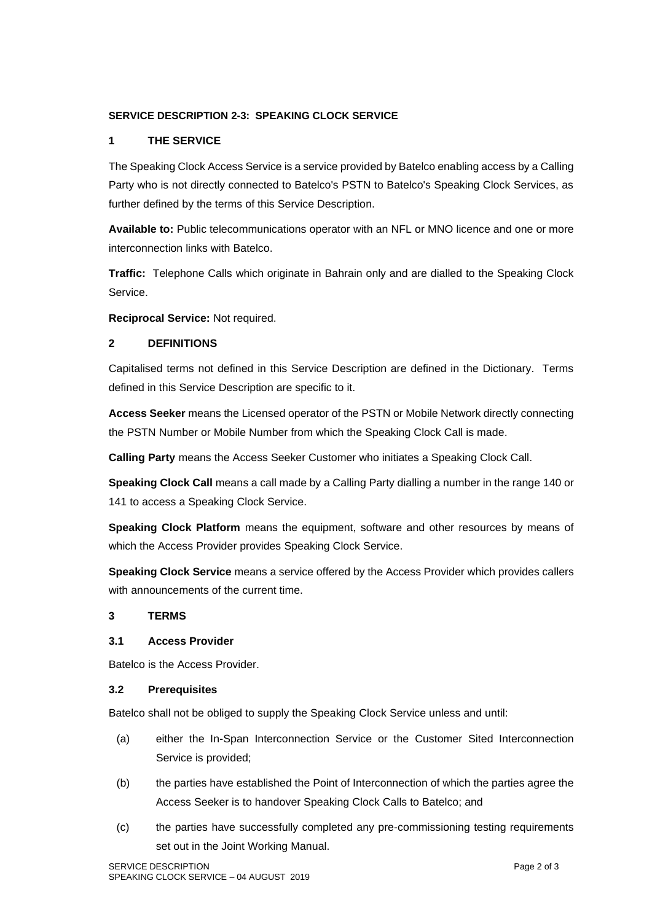**SERVICE DESCRIPTION 2-3: SPEAKING CLOCK SERVICE**

## 1 THE SERVICE

The Speaking Clock Access Service is a service provided by Batelco enabling access by a Calling Party who is not directly connected to Batelco's PSTN to Batelco's Speaking Clock Services, as further defined by the terms of this Service Description.

**Available to:** Public telecommunications operator with an NFL or MNO licence and one or more interconnection links with Batelco.

**Traffic:** Telephone Calls which originate in Bahrain only and are dialled to the Speaking Clock Service.

**Reciprocal Service:** Not required.

## 2 DEFINITIONS

Capitalised terms not defined in this Service Description are defined in the Dictionary. Terms defined in this Service Description are specific to it.

**Access Seeker** means the Licensed operator of the PSTN or Mobile Network directly connecting the PSTN Number or Mobile Number from which the Speaking Clock Call is made.

**Calling Party** means the Access Seeker Customer who initiates a Speaking Clock Call.

**Speaking Clock Call** means a call made by a Calling Party dialling a number in the range 140 or 141 to access a Speaking Clock Service.

**Speaking Clock Platform** means the equipment, software and other resources by means of which the Access Provider provides Speaking Clock Service.

**Speaking Clock Service** means a service offered by the Access Provider which provides callers with announcements of the current time.

## 3 TERMS

### 3.1 Access Provider

Batelco is the Access Provider.

### 3.2 Prerequisites

Batelco shall not be obliged to supply the Speaking Clock Service unless and until:

(a) either the In-Span Interconnection Service or the Customer Sited Interconnection Service is provided;

(b) the parties have established the Point of Interconnection of which the parties agree the Access Seeker is to handover Speaking Clock Calls to Batelco; and

(c) the parties have successfully completed any pre-commissioning testing requirements set out in the Joint Working Manual.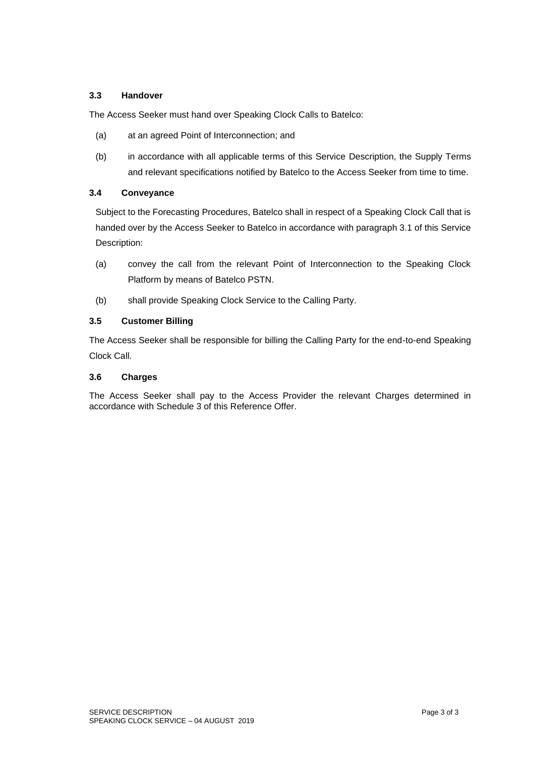### 3.3 Handover

The Access Seeker must hand over Speaking Clock Calls to Batelco:

(a) at an agreed Point of Interconnection; and

(b) in accordance with all applicable terms of this Service Description, the Supply Terms and relevant specifications notified by Batelco to the Access Seeker from time to time.

### 3.4 Conveyance

Subject to the Forecasting Procedures, Batelco shall in respect of a Speaking Clock Call that is handed over by the Access Seeker to Batelco in accordance with paragraph 3.1 of this Service Description:

(a) convey the call from the relevant Point of Interconnection to the Speaking Clock Platform by means of Batelco PSTN.

(b) shall provide Speaking Clock Service to the Calling Party.

### 3.5 Customer Billing

The Access Seeker shall be responsible for billing the Calling Party for the end-to-end Speaking Clock Call.

### 3.6 Charges

The Access Seeker shall pay to the Access Provider the relevant Charges determined in accordance with Schedule 3 of this Reference Offer.